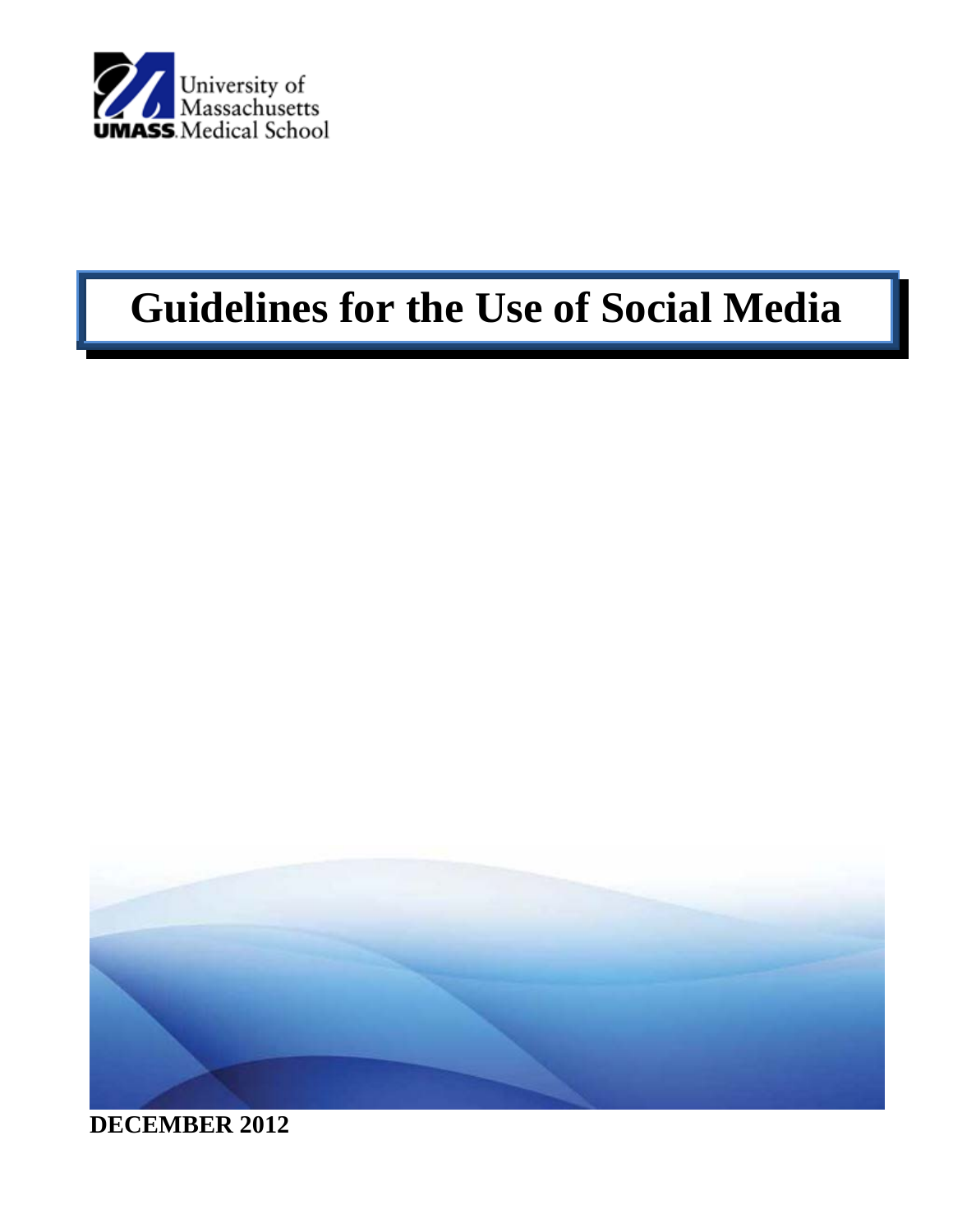University of Massachusetts
UMASS Medical School

# Guidelines for the Use of Social Media

**DECEMBER 2012**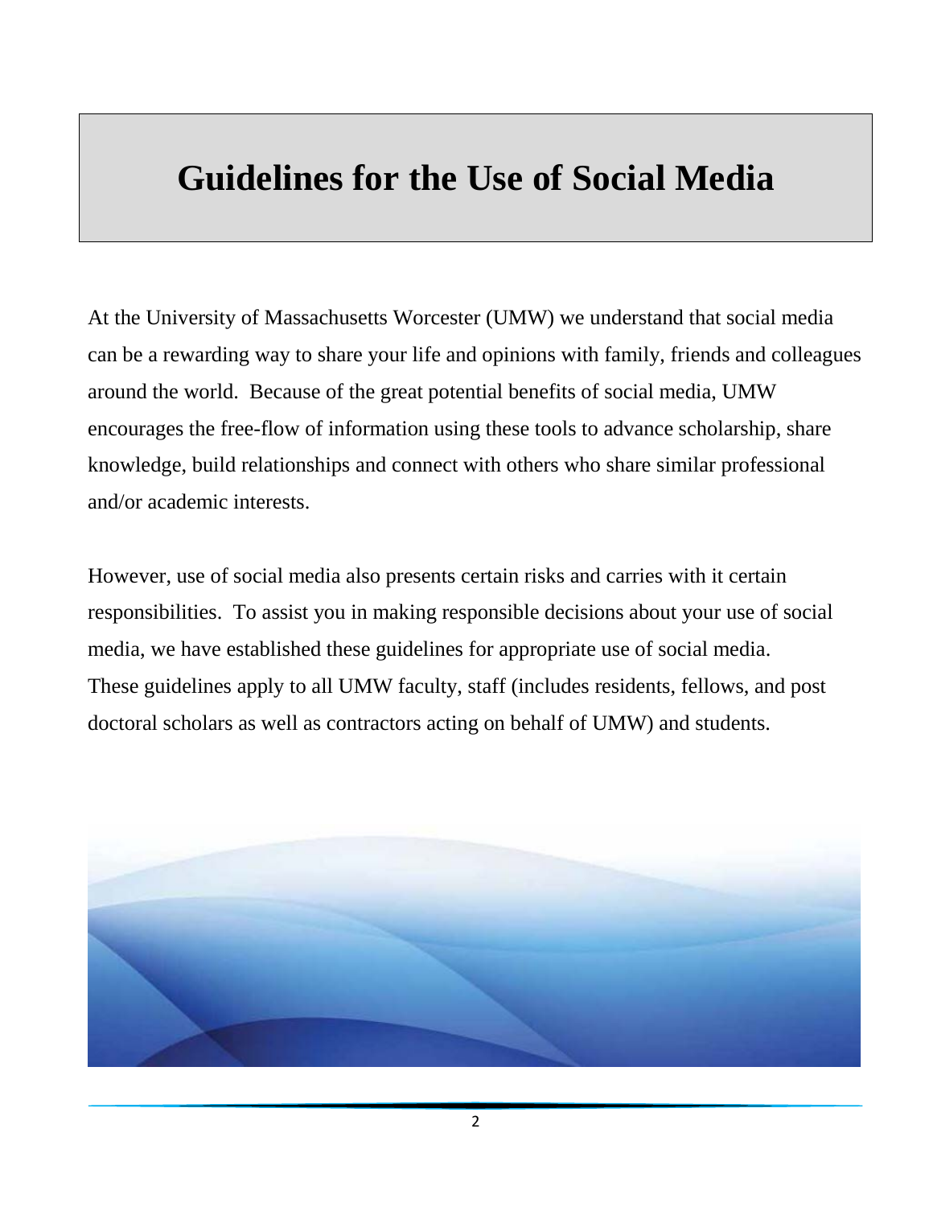# Guidelines for the Use of Social Media

At the University of Massachusetts Worcester (UMW) we understand that social media can be a rewarding way to share your life and opinions with family, friends and colleagues around the world. Because of the great potential benefits of social media, UMW encourages the free-flow of information using these tools to advance scholarship, share knowledge, build relationships and connect with others who share similar professional and/or academic interests.

However, use of social media also presents certain risks and carries with it certain responsibilities. To assist you in making responsible decisions about your use of social media, we have established these guidelines for appropriate use of social media. These guidelines apply to all UMW faculty, staff (includes residents, fellows, and post doctoral scholars as well as contractors acting on behalf of UMW) and students.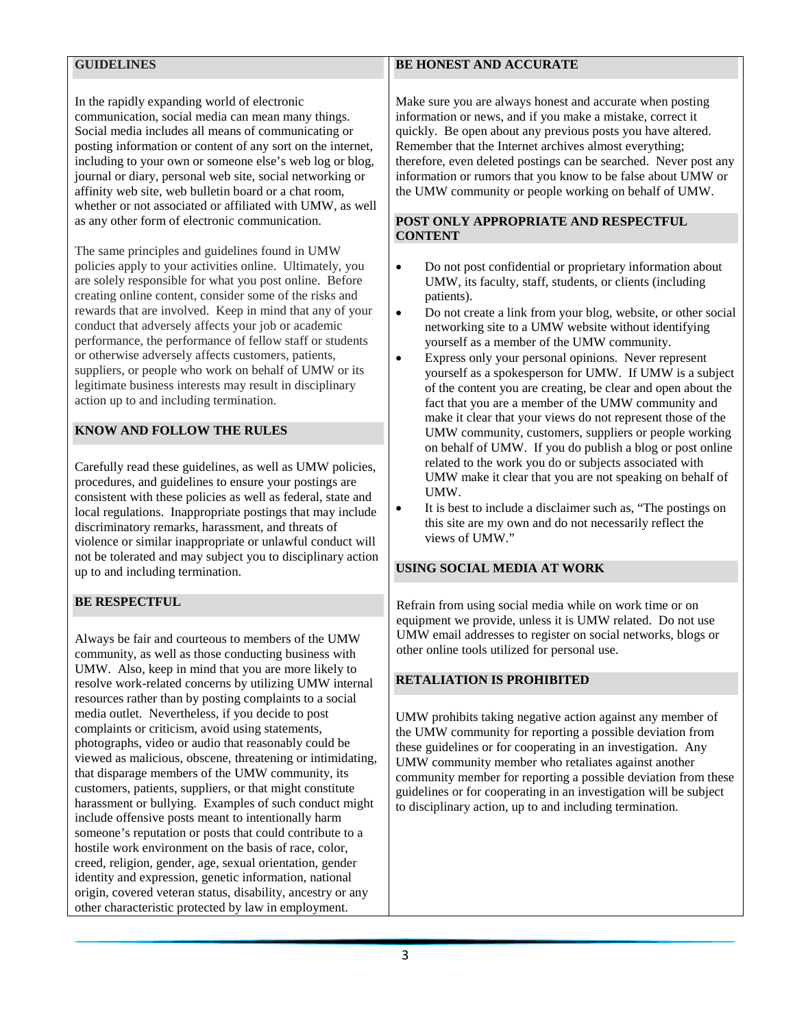## GUIDELINES

In the rapidly expanding world of electronic communication, social media can mean many things. Social media includes all means of communicating or posting information or content of any sort on the internet, including to your own or someone else's web log or blog, journal or diary, personal web site, social networking or affinity web site, web bulletin board or a chat room, whether or not associated or affiliated with UMW, as well as any other form of electronic communication.

The same principles and guidelines found in UMW policies apply to your activities online. Ultimately, you are solely responsible for what you post online. Before creating online content, consider some of the risks and rewards that are involved. Keep in mind that any of your conduct that adversely affects your job or academic performance, the performance of fellow staff or students or otherwise adversely affects customers, patients, suppliers, or people who work on behalf of UMW or its legitimate business interests may result in disciplinary action up to and including termination.

## KNOW AND FOLLOW THE RULES

Carefully read these guidelines, as well as UMW policies, procedures, and guidelines to ensure your postings are consistent with these policies as well as federal, state and local regulations. Inappropriate postings that may include discriminatory remarks, harassment, and threats of violence or similar inappropriate or unlawful conduct will not be tolerated and may subject you to disciplinary action up to and including termination.

## BE RESPECTFUL

Always be fair and courteous to members of the UMW community, as well as those conducting business with UMW. Also, keep in mind that you are more likely to resolve work-related concerns by utilizing UMW internal resources rather than by posting complaints to a social media outlet. Nevertheless, if you decide to post complaints or criticism, avoid using statements, photographs, video or audio that reasonably could be viewed as malicious, obscene, threatening or intimidating, that disparage members of the UMW community, its customers, patients, suppliers, or that might constitute harassment or bullying. Examples of such conduct might include offensive posts meant to intentionally harm someone's reputation or posts that could contribute to a hostile work environment on the basis of race, color, creed, religion, gender, age, sexual orientation, gender identity and expression, genetic information, national origin, covered veteran status, disability, ancestry or any other characteristic protected by law in employment.

## BE HONEST AND ACCURATE

Make sure you are always honest and accurate when posting information or news, and if you make a mistake, correct it quickly. Be open about any previous posts you have altered. Remember that the Internet archives almost everything; therefore, even deleted postings can be searched. Never post any information or rumors that you know to be false about UMW or the UMW community or people working on behalf of UMW.

## POST ONLY APPROPRIATE AND RESPECTFUL CONTENT

- Do not post confidential or proprietary information about UMW, its faculty, staff, students, or clients (including patients).
- Do not create a link from your blog, website, or other social networking site to a UMW website without identifying yourself as a member of the UMW community.
- Express only your personal opinions. Never represent yourself as a spokesperson for UMW. If UMW is a subject of the content you are creating, be clear and open about the fact that you are a member of the UMW community and make it clear that your views do not represent those of the UMW community, customers, suppliers or people working on behalf of UMW. If you do publish a blog or post online related to the work you do or subjects associated with UMW make it clear that you are not speaking on behalf of UMW.
- It is best to include a disclaimer such as, "The postings on this site are my own and do not necessarily reflect the views of UMW."

## USING SOCIAL MEDIA AT WORK

Refrain from using social media while on work time or on equipment we provide, unless it is UMW related. Do not use UMW email addresses to register on social networks, blogs or other online tools utilized for personal use.

## RETALIATION IS PROHIBITED

UMW prohibits taking negative action against any member of the UMW community for reporting a possible deviation from these guidelines or for cooperating in an investigation. Any UMW community member who retaliates against another community member for reporting a possible deviation from these guidelines or for cooperating in an investigation will be subject to disciplinary action, up to and including termination.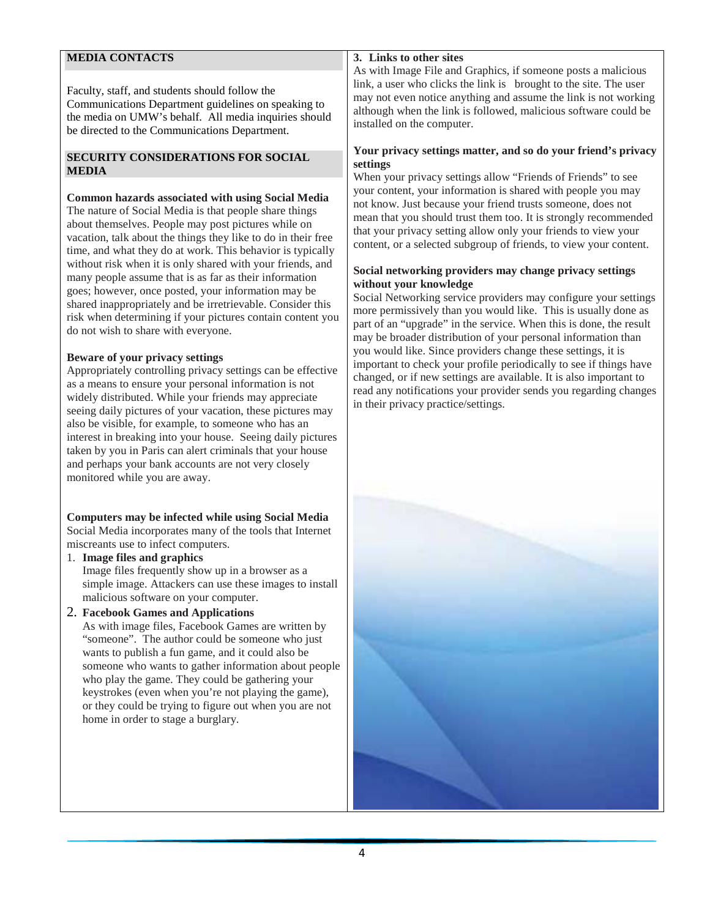## MEDIA CONTACTS

Faculty, staff, and students should follow the Communications Department guidelines on speaking to the media on UMW's behalf. All media inquiries should be directed to the Communications Department.

## SECURITY CONSIDERATIONS FOR SOCIAL MEDIA

**Common hazards associated with using Social Media**

The nature of Social Media is that people share things about themselves. People may post pictures while on vacation, talk about the things they like to do in their free time, and what they do at work. This behavior is typically without risk when it is only shared with your friends, and many people assume that is as far as their information goes; however, once posted, your information may be shared inappropriately and be irretrievable. Consider this risk when determining if your pictures contain content you do not wish to share with everyone.

**Beware of your privacy settings**

Appropriately controlling privacy settings can be effective as a means to ensure your personal information is not widely distributed. While your friends may appreciate seeing daily pictures of your vacation, these pictures may also be visible, for example, to someone who has an interest in breaking into your house. Seeing daily pictures taken by you in Paris can alert criminals that your house and perhaps your bank accounts are not very closely monitored while you are away.

**Computers may be infected while using Social Media**

Social Media incorporates many of the tools that Internet miscreants use to infect computers.

1. **Image files and graphics**
   Image files frequently show up in a browser as a simple image. Attackers can use these images to install malicious software on your computer.
2. **Facebook Games and Applications**
   As with image files, Facebook Games are written by "someone". The author could be someone who just wants to publish a fun game, and it could also be someone who wants to gather information about people who play the game. They could be gathering your keystrokes (even when you're not playing the game), or they could be trying to figure out when you are not home in order to stage a burglary.
3. **Links to other sites**
   As with Image File and Graphics, if someone posts a malicious link, a user who clicks the link is brought to the site. The user may not even notice anything and assume the link is not working although when the link is followed, malicious software could be installed on the computer.

**Your privacy settings matter, and so do your friend's privacy settings**

When your privacy settings allow "Friends of Friends" to see your content, your information is shared with people you may not know. Just because your friend trusts someone, does not mean that you should trust them too. It is strongly recommended that your privacy setting allow only your friends to view your content, or a selected subgroup of friends, to view your content.

**Social networking providers may change privacy settings without your knowledge**

Social Networking service providers may configure your settings more permissively than you would like. This is usually done as part of an "upgrade" in the service. When this is done, the result may be broader distribution of your personal information than you would like. Since providers change these settings, it is important to check your profile periodically to see if things have changed, or if new settings are available. It is also important to read any notifications your provider sends you regarding changes in their privacy practice/settings.